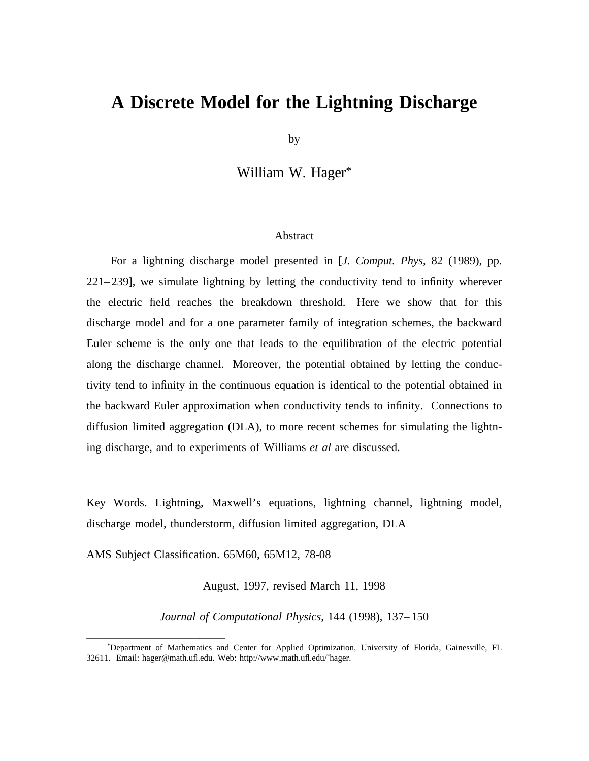# A Discrete Model for the Lightning Discharge

by

William W. Hager*

## Abstract

For a lightning discharge model presented in [*J. Comput. Phys*, 82 (1989), pp. 221–239], we simulate lightning by letting the conductivity tend to infinity wherever the electric field reaches the breakdown threshold. Here we show that for this discharge model and for a one parameter family of integration schemes, the backward Euler scheme is the only one that leads to the equilibration of the electric potential along the discharge channel. Moreover, the potential obtained by letting the conductivity tend to infinity in the continuous equation is identical to the potential obtained in the backward Euler approximation when conductivity tends to infinity. Connections to diffusion limited aggregation (DLA), to more recent schemes for simulating the lightning discharge, and to experiments of Williams *et al* are discussed.

Key Words. Lightning, Maxwell's equations, lightning channel, lightning model, discharge model, thunderstorm, diffusion limited aggregation, DLA

AMS Subject Classification. 65M60, 65M12, 78-08

August, 1997, revised March 11, 1998

*Journal of Computational Physics*, 144 (1998), 137–150

---

*Department of Mathematics and Center for Applied Optimization, University of Florida, Gainesville, FL 32611. Email: hager@math.ufl.edu. Web: http://www.math.ufl.edu/~hager.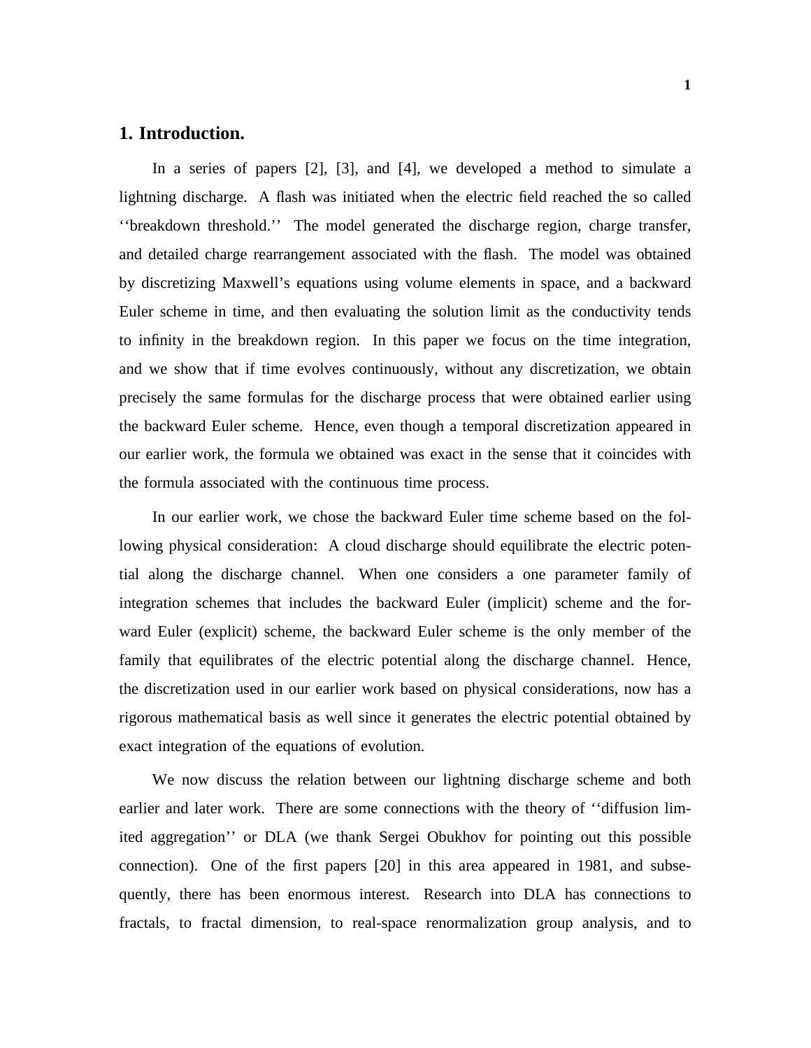## 1. Introduction.

In a series of papers [2], [3], and [4], we developed a method to simulate a lightning discharge. A flash was initiated when the electric field reached the so called ''breakdown threshold.'' The model generated the discharge region, charge transfer, and detailed charge rearrangement associated with the flash. The model was obtained by discretizing Maxwell's equations using volume elements in space, and a backward Euler scheme in time, and then evaluating the solution limit as the conductivity tends to infinity in the breakdown region. In this paper we focus on the time integration, and we show that if time evolves continuously, without any discretization, we obtain precisely the same formulas for the discharge process that were obtained earlier using the backward Euler scheme. Hence, even though a temporal discretization appeared in our earlier work, the formula we obtained was exact in the sense that it coincides with the formula associated with the continuous time process.

In our earlier work, we chose the backward Euler time scheme based on the following physical consideration: A cloud discharge should equilibrate the electric potential along the discharge channel. When one considers a one parameter family of integration schemes that includes the backward Euler (implicit) scheme and the forward Euler (explicit) scheme, the backward Euler scheme is the only member of the family that equilibrates of the electric potential along the discharge channel. Hence, the discretization used in our earlier work based on physical considerations, now has a rigorous mathematical basis as well since it generates the electric potential obtained by exact integration of the equations of evolution.

We now discuss the relation between our lightning discharge scheme and both earlier and later work. There are some connections with the theory of ''diffusion limited aggregation'' or DLA (we thank Sergei Obukhov for pointing out this possible connection). One of the first papers [20] in this area appeared in 1981, and subsequently, there has been enormous interest. Research into DLA has connections to fractals, to fractal dimension, to real-space renormalization group analysis, and to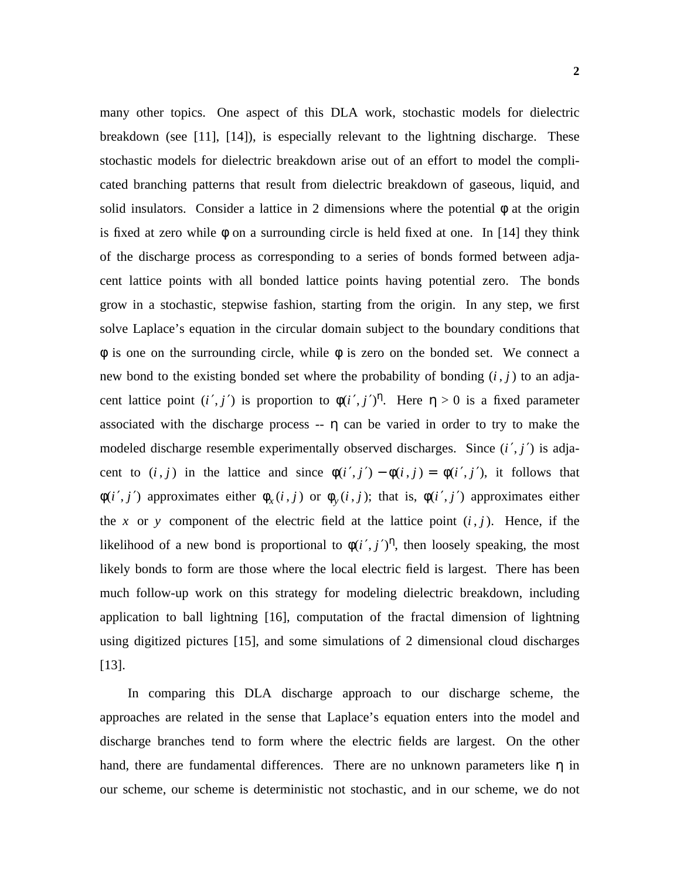many other topics. One aspect of this DLA work, stochastic models for dielectric breakdown (see [11], [14]), is especially relevant to the lightning discharge. These stochastic models for dielectric breakdown arise out of an effort to model the complicated branching patterns that result from dielectric breakdown of gaseous, liquid, and solid insulators. Consider a lattice in 2 dimensions where the potential $\phi$ at the origin is fixed at zero while $\phi$ on a surrounding circle is held fixed at one. In [14] they think of the discharge process as corresponding to a series of bonds formed between adjacent lattice points with all bonded lattice points having potential zero. The bonds grow in a stochastic, stepwise fashion, starting from the origin. In any step, we first solve Laplace's equation in the circular domain subject to the boundary conditions that $\phi$ is one on the surrounding circle, while $\phi$ is zero on the bonded set. We connect a new bond to the existing bonded set where the probability of bonding $(i, j)$ to an adjacent lattice point $(i', j')$ is proportion to $\phi(i', j')^{\eta}$. Here $\eta > 0$ is a fixed parameter associated with the discharge process -- $\eta$ can be varied in order to try to make the modeled discharge resemble experimentally observed discharges. Since $(i', j')$ is adjacent to $(i, j)$ in the lattice and since $\phi(i', j') - \phi(i, j) = \phi(i', j')$, it follows that $\phi(i', j')$ approximates either $\phi_x(i, j)$ or $\phi_y(i, j)$; that is, $\phi(i', j')$ approximates either the $x$ or $y$ component of the electric field at the lattice point $(i, j)$. Hence, if the likelihood of a new bond is proportional to $\phi(i', j')^{\eta}$, then loosely speaking, the most likely bonds to form are those where the local electric field is largest. There has been much follow-up work on this strategy for modeling dielectric breakdown, including application to ball lightning [16], computation of the fractal dimension of lightning using digitized pictures [15], and some simulations of 2 dimensional cloud discharges [13].

In comparing this DLA discharge approach to our discharge scheme, the approaches are related in the sense that Laplace's equation enters into the model and discharge branches tend to form where the electric fields are largest. On the other hand, there are fundamental differences. There are no unknown parameters like $\eta$ in our scheme, our scheme is deterministic not stochastic, and in our scheme, we do not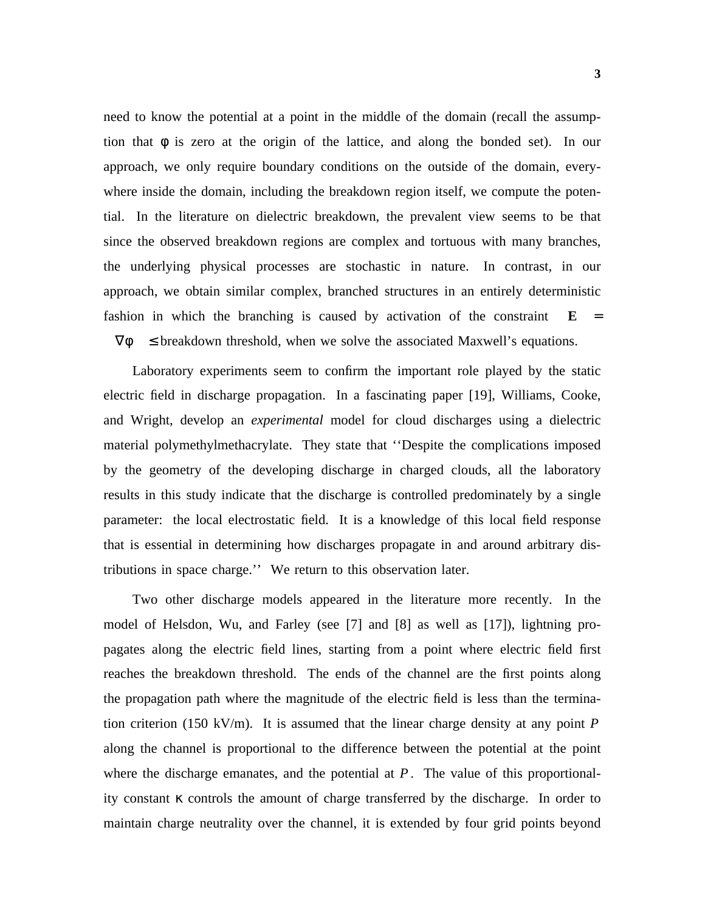need to know the potential at a point in the middle of the domain (recall the assumption that $\phi$ is zero at the origin of the lattice, and along the bonded set). In our approach, we only require boundary conditions on the outside of the domain, everywhere inside the domain, including the breakdown region itself, we compute the potential. In the literature on dielectric breakdown, the prevalent view seems to be that since the observed breakdown regions are complex and tortuous with many branches, the underlying physical processes are stochastic in nature. In contrast, in our approach, we obtain similar complex, branched structures in an entirely deterministic fashion in which the branching is caused by activation of the constraint $|\mathbf{E}| = |\nabla\phi| \leq$ breakdown threshold, when we solve the associated Maxwell's equations.

Laboratory experiments seem to confirm the important role played by the static electric field in discharge propagation. In a fascinating paper [19], Williams, Cooke, and Wright, develop an *experimental* model for cloud discharges using a dielectric material polymethylmethacrylate. They state that ''Despite the complications imposed by the geometry of the developing discharge in charged clouds, all the laboratory results in this study indicate that the discharge is controlled predominately by a single parameter: the local electrostatic field. It is a knowledge of this local field response that is essential in determining how discharges propagate in and around arbitrary distributions in space charge.'' We return to this observation later.

Two other discharge models appeared in the literature more recently. In the model of Helsdon, Wu, and Farley (see [7] and [8] as well as [17]), lightning propagates along the electric field lines, starting from a point where electric field first reaches the breakdown threshold. The ends of the channel are the first points along the propagation path where the magnitude of the electric field is less than the termination criterion (150 kV/m). It is assumed that the linear charge density at any point $P$ along the channel is proportional to the difference between the potential at the point where the discharge emanates, and the potential at $P$. The value of this proportionality constant $\kappa$ controls the amount of charge transferred by the discharge. In order to maintain charge neutrality over the channel, it is extended by four grid points beyond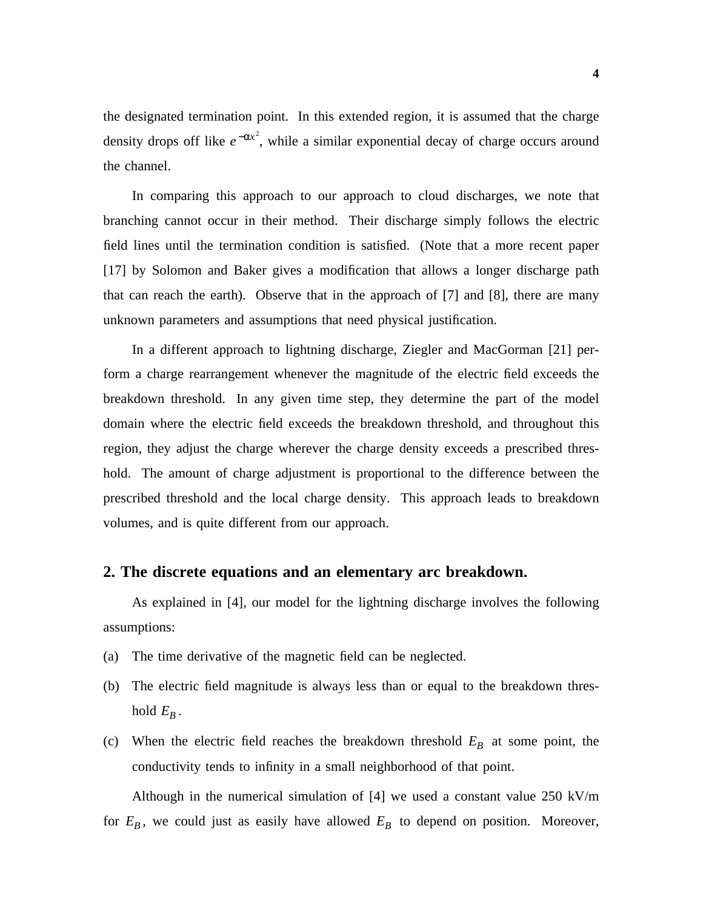the designated termination point. In this extended region, it is assumed that the charge density drops off like $e^{-\alpha x^2}$, while a similar exponential decay of charge occurs around the channel.

In comparing this approach to our approach to cloud discharges, we note that branching cannot occur in their method. Their discharge simply follows the electric field lines until the termination condition is satisfied. (Note that a more recent paper [17] by Solomon and Baker gives a modification that allows a longer discharge path that can reach the earth). Observe that in the approach of [7] and [8], there are many unknown parameters and assumptions that need physical justification.

In a different approach to lightning discharge, Ziegler and MacGorman [21] perform a charge rearrangement whenever the magnitude of the electric field exceeds the breakdown threshold. In any given time step, they determine the part of the model domain where the electric field exceeds the breakdown threshold, and throughout this region, they adjust the charge wherever the charge density exceeds a prescribed threshold. The amount of charge adjustment is proportional to the difference between the prescribed threshold and the local charge density. This approach leads to breakdown volumes, and is quite different from our approach.

## 2. The discrete equations and an elementary arc breakdown.

As explained in [4], our model for the lightning discharge involves the following assumptions:

(a) The time derivative of the magnetic field can be neglected.

(b) The electric field magnitude is always less than or equal to the breakdown threshold $E_B$.

(c) When the electric field reaches the breakdown threshold $E_B$ at some point, the conductivity tends to infinity in a small neighborhood of that point.

Although in the numerical simulation of [4] we used a constant value 250 kV/m for $E_B$, we could just as easily have allowed $E_B$ to depend on position. Moreover,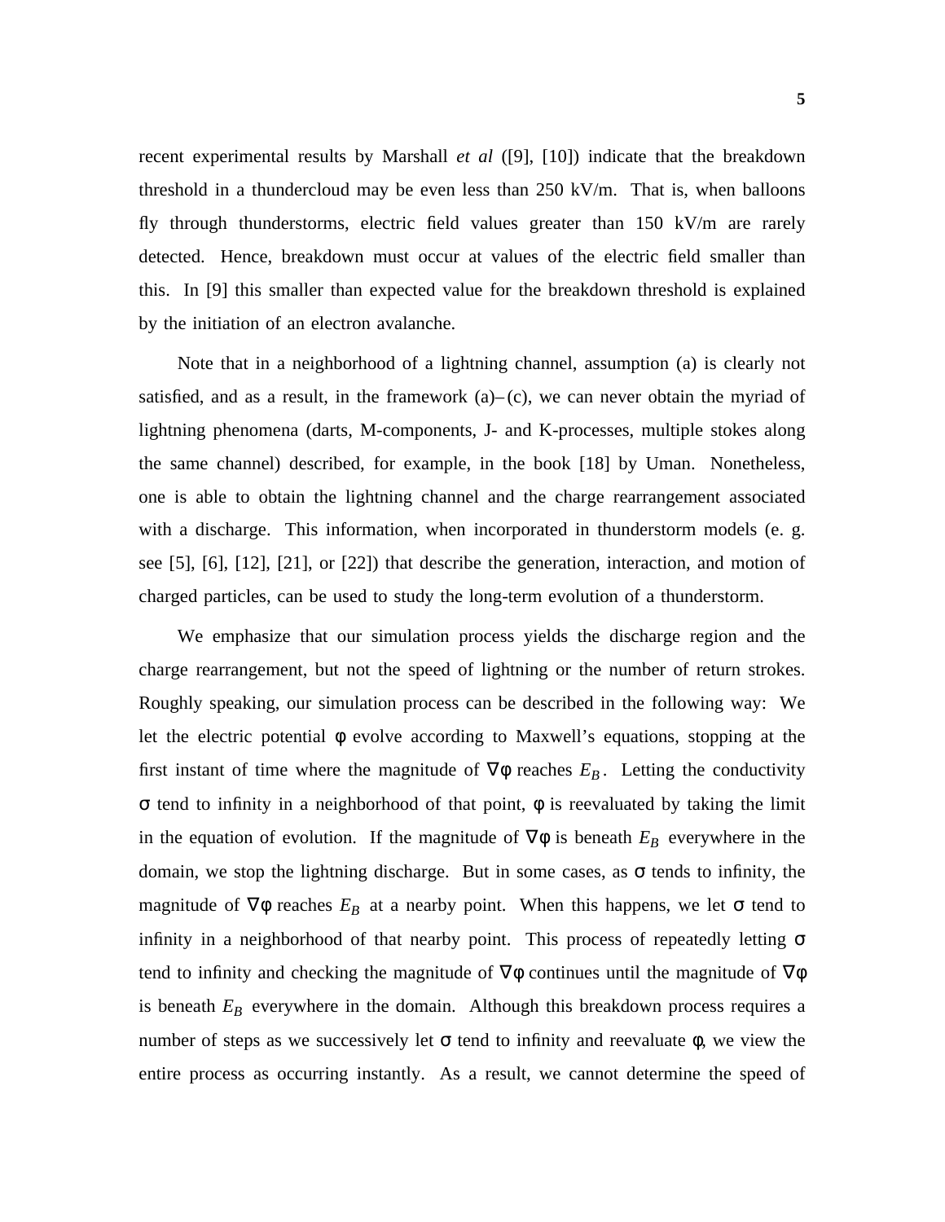recent experimental results by Marshall *et al* ([9], [10]) indicate that the breakdown threshold in a thundercloud may be even less than 250 kV/m. That is, when balloons fly through thunderstorms, electric field values greater than 150 kV/m are rarely detected. Hence, breakdown must occur at values of the electric field smaller than this. In [9] this smaller than expected value for the breakdown threshold is explained by the initiation of an electron avalanche.

Note that in a neighborhood of a lightning channel, assumption (a) is clearly not satisfied, and as a result, in the framework (a)–(c), we can never obtain the myriad of lightning phenomena (darts, M-components, J- and K-processes, multiple stokes along the same channel) described, for example, in the book [18] by Uman. Nonetheless, one is able to obtain the lightning channel and the charge rearrangement associated with a discharge. This information, when incorporated in thunderstorm models (e. g. see [5], [6], [12], [21], or [22]) that describe the generation, interaction, and motion of charged particles, can be used to study the long-term evolution of a thunderstorm.

We emphasize that our simulation process yields the discharge region and the charge rearrangement, but not the speed of lightning or the number of return strokes. Roughly speaking, our simulation process can be described in the following way: We let the electric potential $\phi$ evolve according to Maxwell's equations, stopping at the first instant of time where the magnitude of $\nabla\phi$ reaches $E_B$. Letting the conductivity $\sigma$ tend to infinity in a neighborhood of that point, $\phi$ is reevaluated by taking the limit in the equation of evolution. If the magnitude of $\nabla\phi$ is beneath $E_B$ everywhere in the domain, we stop the lightning discharge. But in some cases, as $\sigma$ tends to infinity, the magnitude of $\nabla\phi$ reaches $E_B$ at a nearby point. When this happens, we let $\sigma$ tend to infinity in a neighborhood of that nearby point. This process of repeatedly letting $\sigma$ tend to infinity and checking the magnitude of $\nabla\phi$ continues until the magnitude of $\nabla\phi$ is beneath $E_B$ everywhere in the domain. Although this breakdown process requires a number of steps as we successively let $\sigma$ tend to infinity and reevaluate $\phi$, we view the entire process as occurring instantly. As a result, we cannot determine the speed of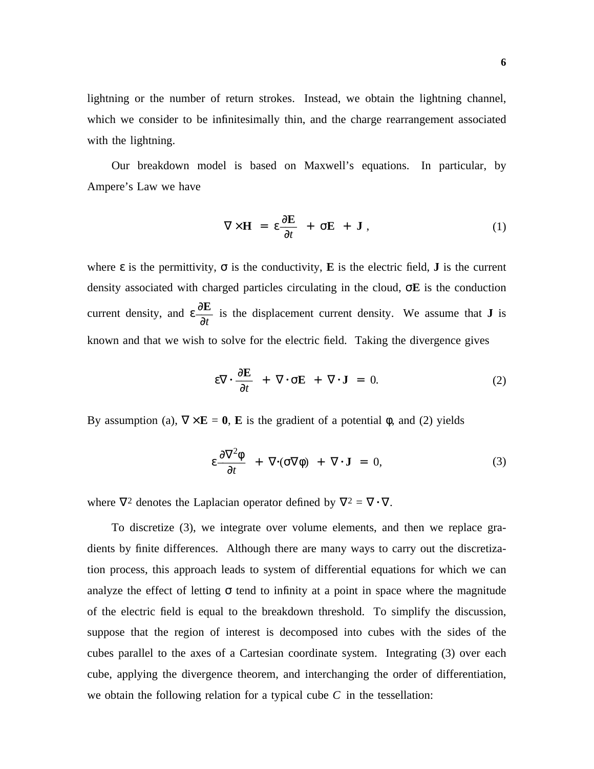lightning or the number of return strokes. Instead, we obtain the lightning channel, which we consider to be infinitesimally thin, and the charge rearrangement associated with the lightning.

Our breakdown model is based on Maxwell's equations. In particular, by Ampere's Law we have

$$\nabla \times \mathbf{H} = \varepsilon \frac{\partial \mathbf{E}}{\partial t} + \sigma \mathbf{E} + \mathbf{J} , \tag{1}$$

where $\varepsilon$ is the permittivity, $\sigma$ is the conductivity, $\mathbf{E}$ is the electric field, $\mathbf{J}$ is the current density associated with charged particles circulating in the cloud, $\sigma\mathbf{E}$ is the conduction current density, and $\varepsilon \frac{\partial \mathbf{E}}{\partial t}$ is the displacement current density. We assume that $\mathbf{J}$ is known and that we wish to solve for the electric field. Taking the divergence gives

$$\varepsilon \nabla \cdot \frac{\partial \mathbf{E}}{\partial t} + \nabla \cdot \sigma \mathbf{E} + \nabla \cdot \mathbf{J} = 0. \tag{2}$$

By assumption (a), $\nabla \times \mathbf{E} = \mathbf{0}$, $\mathbf{E}$ is the gradient of a potential $\varphi$, and (2) yields

$$\varepsilon \frac{\partial \nabla^2 \varphi}{\partial t} + \nabla \cdot (\sigma \nabla \varphi) + \nabla \cdot \mathbf{J} = 0, \tag{3}$$

where $\nabla^2$ denotes the Laplacian operator defined by $\nabla^2 = \nabla \cdot \nabla$.

To discretize (3), we integrate over volume elements, and then we replace gradients by finite differences. Although there are many ways to carry out the discretization process, this approach leads to system of differential equations for which we can analyze the effect of letting $\sigma$ tend to infinity at a point in space where the magnitude of the electric field is equal to the breakdown threshold. To simplify the discussion, suppose that the region of interest is decomposed into cubes with the sides of the cubes parallel to the axes of a Cartesian coordinate system. Integrating (3) over each cube, applying the divergence theorem, and interchanging the order of differentiation, we obtain the following relation for a typical cube $C$ in the tessellation: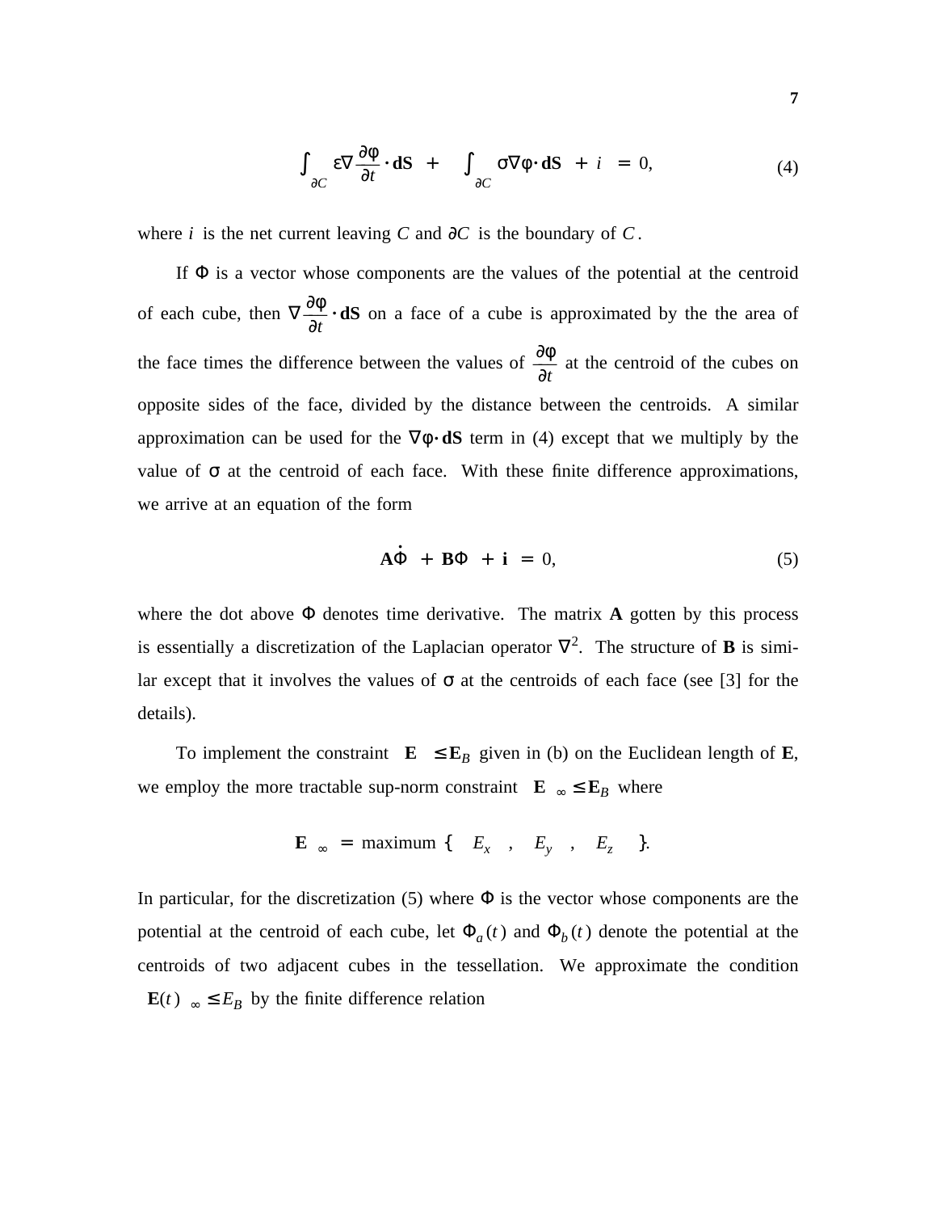$$\int_{\partial C} \varepsilon \nabla \frac{\partial \varphi}{\partial t} \cdot \mathbf{dS} \; + \; \int_{\partial C} \sigma \nabla \varphi \cdot \mathbf{dS} \; + \; i \; = \; 0, \tag{4}$$

where $i$ is the net current leaving $C$ and $\partial C$ is the boundary of $C$.

If $\Phi$ is a vector whose components are the values of the potential at the centroid of each cube, then $\nabla \frac{\partial \varphi}{\partial t} \cdot \mathbf{dS}$ on a face of a cube is approximated by the the area of the face times the difference between the values of $\frac{\partial \varphi}{\partial t}$ at the centroid of the cubes on opposite sides of the face, divided by the distance between the centroids. A similar approximation can be used for the $\nabla \varphi \cdot \mathbf{dS}$ term in (4) except that we multiply by the value of $\sigma$ at the centroid of each face. With these finite difference approximations, we arrive at an equation of the form

$$\mathbf{A}\dot{\Phi} \; + \; \mathbf{B}\Phi \; + \; \mathbf{i} \; = \; 0, \tag{5}$$

where the dot above $\Phi$ denotes time derivative. The matrix $\mathbf{A}$ gotten by this process is essentially a discretization of the Laplacian operator $\nabla^2$. The structure of $\mathbf{B}$ is similar except that it involves the values of $\sigma$ at the centroids of each face (see [3] for the details).

To implement the constraint $\| \mathbf{E} \| \le \mathbf{E}_B$ given in (b) on the Euclidean length of $\mathbf{E}$, we employ the more tractable sup-norm constraint $\| \mathbf{E} \|_\infty \le \mathbf{E}_B$ where

$$\| \mathbf{E} \|_\infty \; = \; \text{maximum} \; \{ \; | E_x | \; , \; | E_y | \; , \; | E_z | \; \}.$$

In particular, for the discretization (5) where $\Phi$ is the vector whose components are the potential at the centroid of each cube, let $\Phi_a(t)$ and $\Phi_b(t)$ denote the potential at the centroids of two adjacent cubes in the tessellation. We approximate the condition $\| \mathbf{E}(t) \|_\infty \le E_B$ by the finite difference relation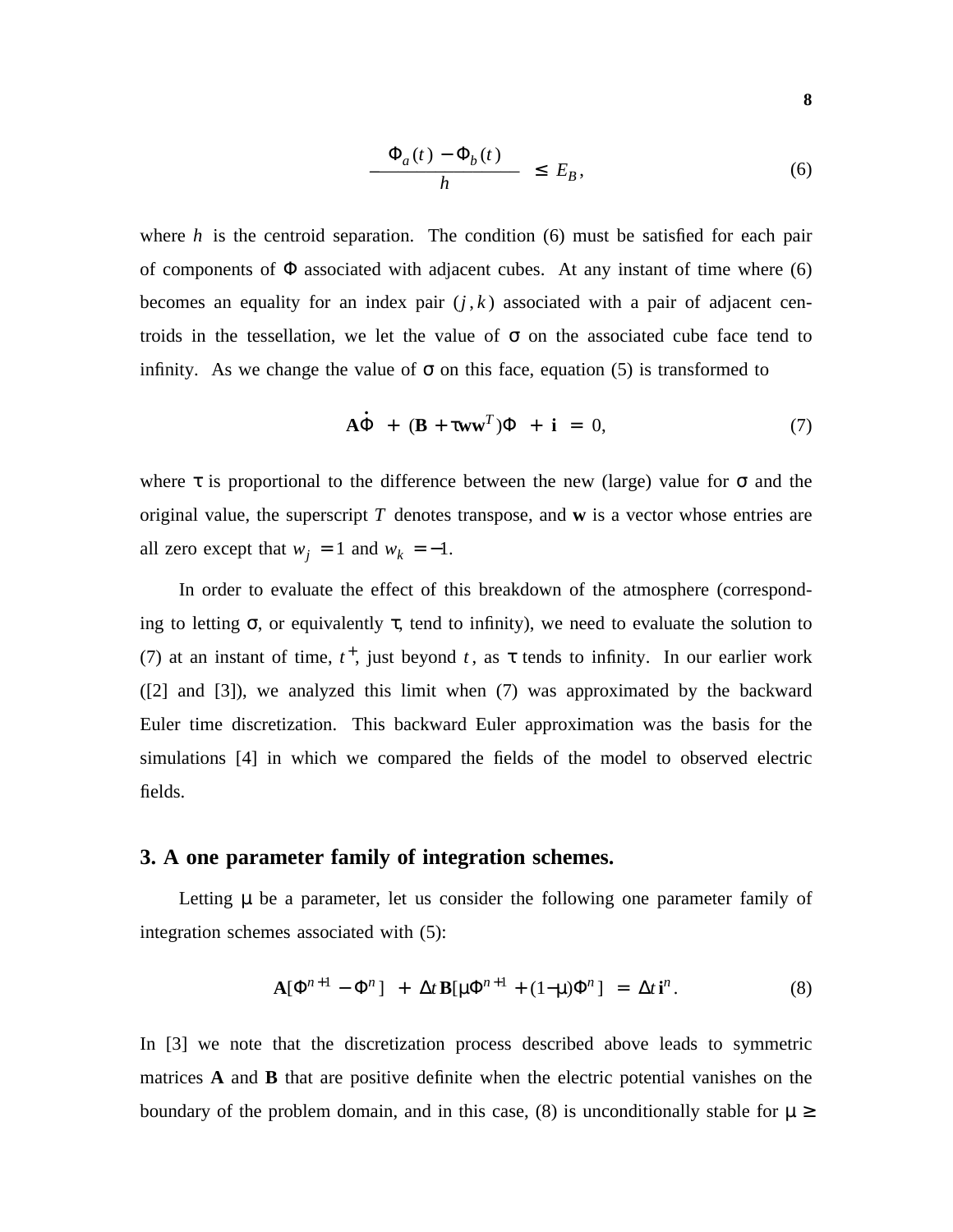$$\frac{\Phi_a(t) - \Phi_b(t)}{h} \leq E_B, \tag{6}$$

where $h$ is the centroid separation. The condition (6) must be satisfied for each pair of components of $\Phi$ associated with adjacent cubes. At any instant of time where (6) becomes an equality for an index pair $(j, k)$ associated with a pair of adjacent centroids in the tessellation, we let the value of $\sigma$ on the associated cube face tend to infinity. As we change the value of $\sigma$ on this face, equation (5) is transformed to

$$\mathbf{A}\dot{\Phi} + (\mathbf{B} + \tau\mathbf{w}\mathbf{w}^T)\Phi + \mathbf{i} = 0, \tag{7}$$

where $\tau$ is proportional to the difference between the new (large) value for $\sigma$ and the original value, the superscript $T$ denotes transpose, and $\mathbf{w}$ is a vector whose entries are all zero except that $w_j = 1$ and $w_k = -1$.

In order to evaluate the effect of this breakdown of the atmosphere (corresponding to letting $\sigma$, or equivalently $\tau$, tend to infinity), we need to evaluate the solution to (7) at an instant of time, $t^+$, just beyond $t$, as $\tau$ tends to infinity. In our earlier work ([2] and [3]), we analyzed this limit when (7) was approximated by the backward Euler time discretization. This backward Euler approximation was the basis for the simulations [4] in which we compared the fields of the model to observed electric fields.

## 3. A one parameter family of integration schemes.

Letting $\mu$ be a parameter, let us consider the following one parameter family of integration schemes associated with (5):

$$\mathbf{A}[\Phi^{n+1} - \Phi^n] + \Delta t\,\mathbf{B}[\mu\Phi^{n+1} + (1-\mu)\Phi^n] = \Delta t\,\mathbf{i}^n. \tag{8}$$

In [3] we note that the discretization process described above leads to symmetric matrices $\mathbf{A}$ and $\mathbf{B}$ that are positive definite when the electric potential vanishes on the boundary of the problem domain, and in this case, (8) is unconditionally stable for $\mu \geq$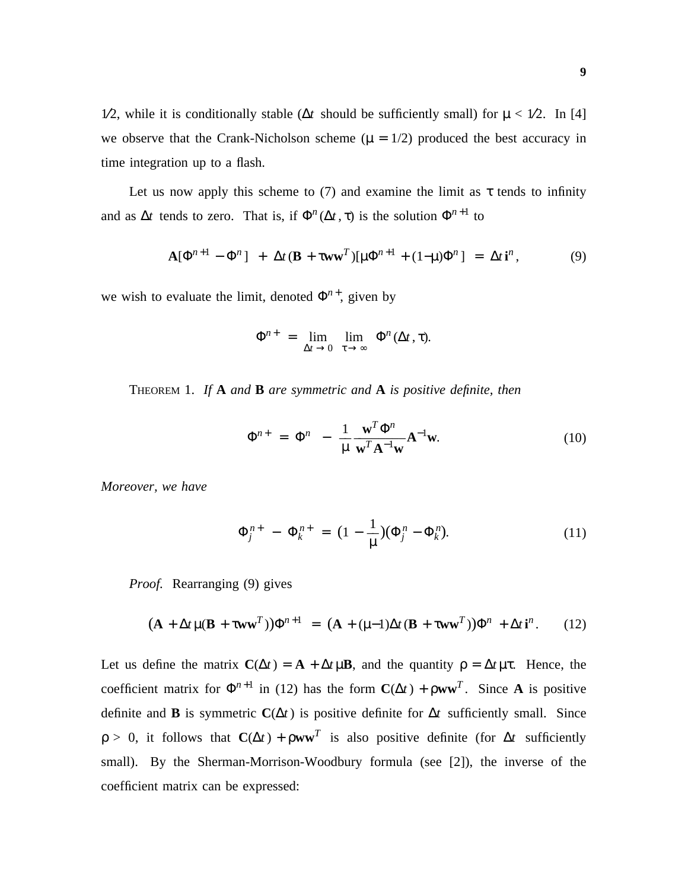1/2, while it is conditionally stable ($\Delta t$ should be sufficiently small) for $\mu < 1/2$. In [4] we observe that the Crank-Nicholson scheme ($\mu = 1/2$) produced the best accuracy in time integration up to a flash.

Let us now apply this scheme to (7) and examine the limit as $\tau$ tends to infinity and as $\Delta t$ tends to zero. That is, if $\Phi^n(\Delta t, \tau)$ is the solution $\Phi^{n+1}$ to

$$\mathbf{A}[\Phi^{n+1} - \Phi^n] \; + \; \Delta t\,(\mathbf{B} + \tau \mathbf{w}\mathbf{w}^T)[\mu\Phi^{n+1} + (1-\mu)\Phi^n] \; = \; \Delta t\,\mathbf{i}^n\,, \tag{9}$$

we wish to evaluate the limit, denoted $\Phi^{n+}$, given by

$$\Phi^{n+} \; = \; \lim_{\Delta t \to 0} \; \lim_{\tau \to \infty} \; \Phi^n(\Delta t, \tau).$$

THEOREM 1. *If* $\mathbf{A}$ *and* $\mathbf{B}$ *are symmetric and* $\mathbf{A}$ *is positive definite, then*

$$\Phi^{n+} \; = \; \Phi^n \; - \; \frac{1}{\mu}\frac{\mathbf{w}^T\Phi^n}{\mathbf{w}^T\mathbf{A}^{-1}\mathbf{w}}\mathbf{A}^{-1}\mathbf{w}. \tag{10}$$

*Moreover, we have*

$$\Phi_j^{n+} \; - \; \Phi_k^{n+} \; = \; (1 - \frac{1}{\mu})(\Phi_j^n - \Phi_k^n). \tag{11}$$

*Proof.* Rearranging (9) gives

$$(\mathbf{A} + \Delta t\,\mu(\mathbf{B} + \tau \mathbf{w}\mathbf{w}^T))\Phi^{n+1} \; = \; (\mathbf{A} + (\mu - 1)\Delta t\,(\mathbf{B} + \tau \mathbf{w}\mathbf{w}^T))\Phi^n \; + \Delta t\,\mathbf{i}^n\,. \tag{12}$$

Let us define the matrix $\mathbf{C}(\Delta t) = \mathbf{A} + \Delta t\,\mu\mathbf{B}$, and the quantity $\rho = \Delta t\,\mu\tau$. Hence, the coefficient matrix for $\Phi^{n+1}$ in (12) has the form $\mathbf{C}(\Delta t) + \rho\mathbf{w}\mathbf{w}^T$. Since $\mathbf{A}$ is positive definite and $\mathbf{B}$ is symmetric $\mathbf{C}(\Delta t)$ is positive definite for $\Delta t$ sufficiently small. Since $\rho > 0$, it follows that $\mathbf{C}(\Delta t) + \rho\mathbf{w}\mathbf{w}^T$ is also positive definite (for $\Delta t$ sufficiently small). By the Sherman-Morrison-Woodbury formula (see [2]), the inverse of the coefficient matrix can be expressed: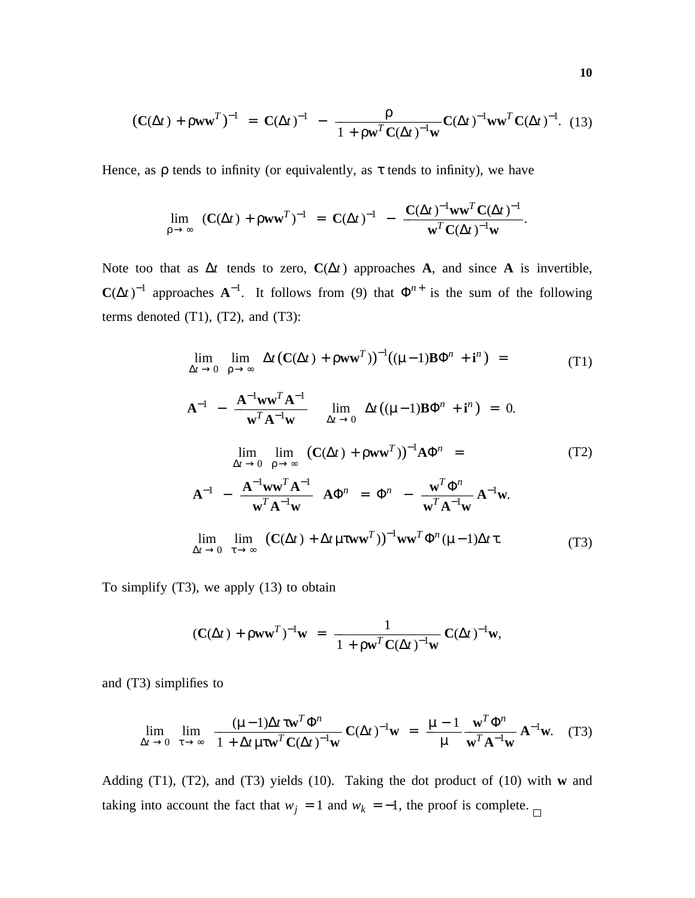$$\left(\mathbf{C}(\Delta t) + \rho \mathbf{w}\mathbf{w}^T\right)^{-1} = \mathbf{C}(\Delta t)^{-1} - \frac{\rho}{1 + \rho \mathbf{w}^T \mathbf{C}(\Delta t)^{-1}\mathbf{w}} \mathbf{C}(\Delta t)^{-1}\mathbf{w}\mathbf{w}^T \mathbf{C}(\Delta t)^{-1}. \quad (13)$$

Hence, as $\rho$ tends to infinity (or equivalently, as $\tau$ tends to infinity), we have

$$\lim_{\rho \to \infty} (\mathbf{C}(\Delta t) + \rho \mathbf{w}\mathbf{w}^T)^{-1} = \mathbf{C}(\Delta t)^{-1} - \frac{\mathbf{C}(\Delta t)^{-1}\mathbf{w}\mathbf{w}^T \mathbf{C}(\Delta t)^{-1}}{\mathbf{w}^T \mathbf{C}(\Delta t)^{-1}\mathbf{w}}.$$

Note too that as $\Delta t$ tends to zero, $\mathbf{C}(\Delta t)$ approaches $\mathbf{A}$, and since $\mathbf{A}$ is invertible, $\mathbf{C}(\Delta t)^{-1}$ approaches $\mathbf{A}^{-1}$. It follows from (9) that $\Phi^{n+}$ is the sum of the following terms denoted (T1), (T2), and (T3):

$$\lim_{\Delta t \to 0} \lim_{\rho \to \infty} \Delta t \left(\mathbf{C}(\Delta t) + \rho \mathbf{w}\mathbf{w}^T)\right)^{-1}\left((\mu - 1)\mathbf{B}\Phi^n + \mathbf{i}^n\right) = \quad \text{(T1)}$$

$$\mathbf{A}^{-1} - \frac{\mathbf{A}^{-1}\mathbf{w}\mathbf{w}^T \mathbf{A}^{-1}}{\mathbf{w}^T \mathbf{A}^{-1}\mathbf{w}} \quad \lim_{\Delta t \to 0} \Delta t \left((\mu - 1)\mathbf{B}\Phi^n + \mathbf{i}^n\right) = 0.$$

$$\lim_{\Delta t \to 0} \lim_{\rho \to \infty} \left(\mathbf{C}(\Delta t) + \rho \mathbf{w}\mathbf{w}^T)\right)^{-1}\mathbf{A}\Phi^n = \quad \text{(T2)}$$

$$\mathbf{A}^{-1} - \frac{\mathbf{A}^{-1}\mathbf{w}\mathbf{w}^T \mathbf{A}^{-1}}{\mathbf{w}^T \mathbf{A}^{-1}\mathbf{w}} \quad \mathbf{A}\Phi^n = \Phi^n - \frac{\mathbf{w}^T \Phi^n}{\mathbf{w}^T \mathbf{A}^{-1}\mathbf{w}} \mathbf{A}^{-1}\mathbf{w}.$$

$$\lim_{\Delta t \to 0} \lim_{\tau \to \infty} \left(\mathbf{C}(\Delta t) + \Delta t \mu \tau \mathbf{w}\mathbf{w}^T)\right)^{-1}\mathbf{w}\mathbf{w}^T \Phi^n (\mu - 1)\Delta t \tau. \quad \text{(T3)}$$

To simplify (T3), we apply (13) to obtain

$$(\mathbf{C}(\Delta t) + \rho \mathbf{w}\mathbf{w}^T)^{-1}\mathbf{w} = \frac{1}{1 + \rho \mathbf{w}^T \mathbf{C}(\Delta t)^{-1}\mathbf{w}} \mathbf{C}(\Delta t)^{-1}\mathbf{w},$$

and (T3) simplifies to

$$\lim_{\Delta t \to 0} \lim_{\tau \to \infty} \frac{(\mu - 1)\Delta t \tau \mathbf{w}^T \Phi^n}{1 + \Delta t \mu \tau \mathbf{w}^T \mathbf{C}(\Delta t)^{-1}\mathbf{w}} \mathbf{C}(\Delta t)^{-1}\mathbf{w} = \frac{\mu - 1}{\mu} \frac{\mathbf{w}^T \Phi^n}{\mathbf{w}^T \mathbf{A}^{-1}\mathbf{w}} \mathbf{A}^{-1}\mathbf{w}. \quad \text{(T3)}$$

Adding (T1), (T2), and (T3) yields (10). Taking the dot product of (10) with $\mathbf{w}$ and taking into account the fact that $w_j = 1$ and $w_k = -1$, the proof is complete. □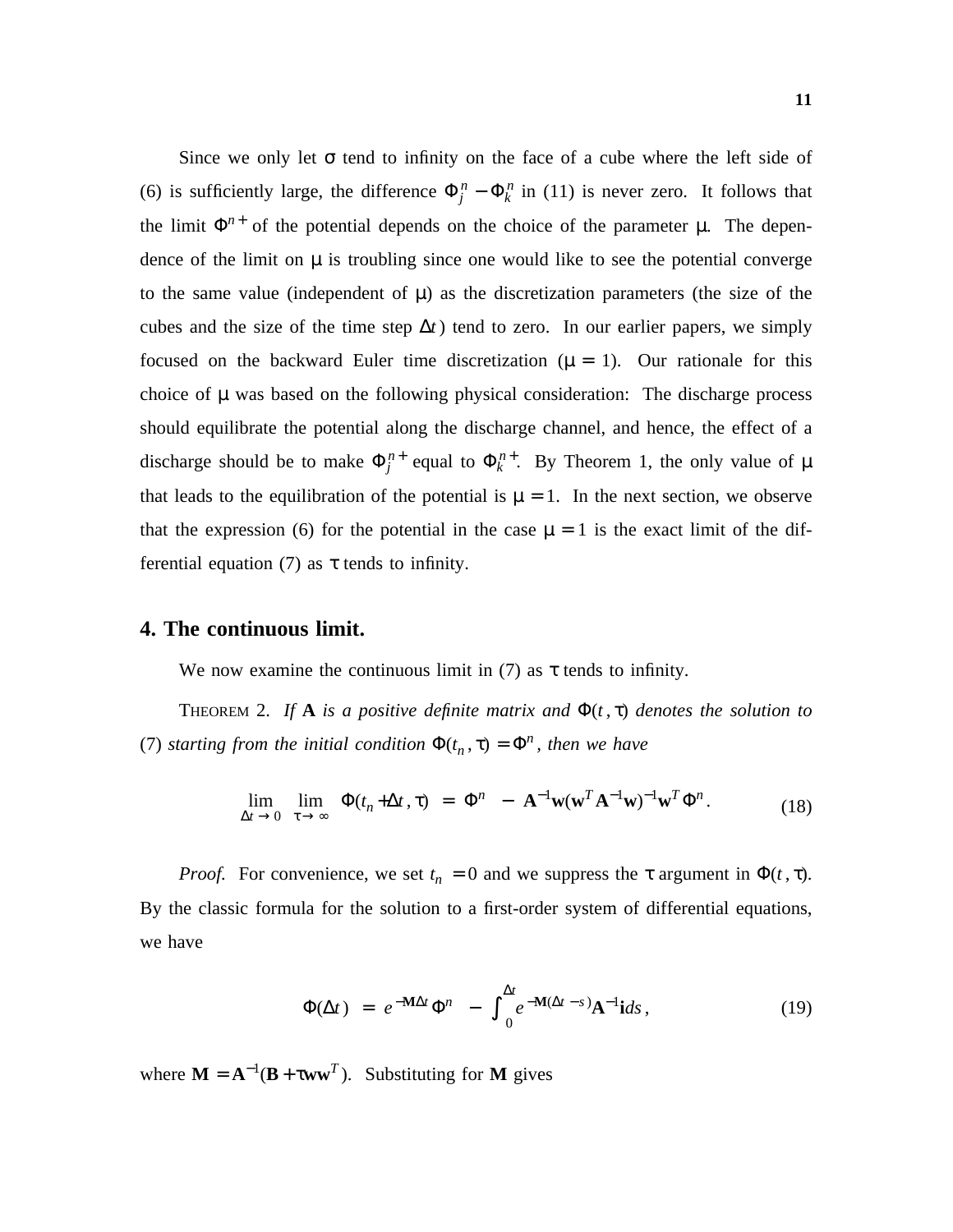Since we only let $\sigma$ tend to infinity on the face of a cube where the left side of (6) is sufficiently large, the difference $\Phi_j^n - \Phi_k^n$ in (11) is never zero. It follows that the limit $\Phi^{n+}$ of the potential depends on the choice of the parameter $\mu$. The dependence of the limit on $\mu$ is troubling since one would like to see the potential converge to the same value (independent of $\mu$) as the discretization parameters (the size of the cubes and the size of the time step $\Delta t$) tend to zero. In our earlier papers, we simply focused on the backward Euler time discretization ($\mu = 1$). Our rationale for this choice of $\mu$ was based on the following physical consideration: The discharge process should equilibrate the potential along the discharge channel, and hence, the effect of a discharge should be to make $\Phi_j^{n+}$ equal to $\Phi_k^{n+}$. By Theorem 1, the only value of $\mu$ that leads to the equilibration of the potential is $\mu = 1$. In the next section, we observe that the expression (6) for the potential in the case $\mu = 1$ is the exact limit of the differential equation (7) as $\tau$ tends to infinity.

## 4. The continuous limit.

We now examine the continuous limit in (7) as $\tau$ tends to infinity.

THEOREM 2. *If* $\mathbf{A}$ *is a positive definite matrix and* $\Phi(t, \tau)$ *denotes the solution to* (7) *starting from the initial condition* $\Phi(t_n, \tau) = \Phi^n$, *then we have*

$$\lim_{\Delta t \to 0} \lim_{\tau \to \infty} \Phi(t_n + \Delta t, \tau) = \Phi^n - \mathbf{A}^{-1}\mathbf{w}(\mathbf{w}^T\mathbf{A}^{-1}\mathbf{w})^{-1}\mathbf{w}^T\Phi^n. \tag{18}$$

*Proof.* For convenience, we set $t_n = 0$ and we suppress the $\tau$ argument in $\Phi(t, \tau)$. By the classic formula for the solution to a first-order system of differential equations, we have

$$\Phi(\Delta t) = e^{-\mathbf{M}\Delta t}\Phi^n - \int_0^{\Delta t} e^{-\mathbf{M}(\Delta t - s)}\mathbf{A}^{-1}\mathbf{i}\, ds, \tag{19}$$

where $\mathbf{M} = \mathbf{A}^{-1}(\mathbf{B} + \tau\mathbf{w}\mathbf{w}^T)$. Substituting for $\mathbf{M}$ gives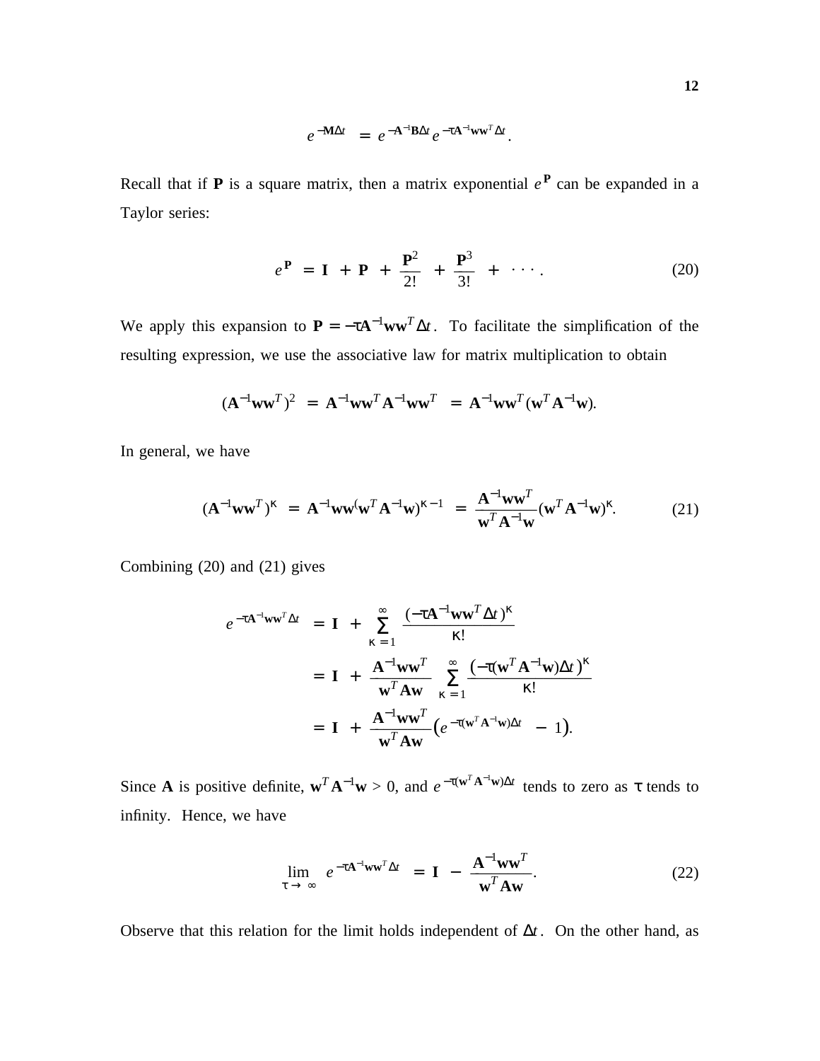$$e^{-\mathbf{M}\Delta t} = e^{-\mathbf{A}^{-1}\mathbf{B}\Delta t} e^{-\tau\mathbf{A}^{-1}\mathbf{w}\mathbf{w}^T\Delta t}.$$

Recall that if $\mathbf{P}$ is a square matrix, then a matrix exponential $e^{\mathbf{P}}$ can be expanded in a Taylor series:

$$e^{\mathbf{P}} = \mathbf{I} + \mathbf{P} + \frac{\mathbf{P}^2}{2!} + \frac{\mathbf{P}^3}{3!} + \cdots . \tag{20}$$

We apply this expansion to $\mathbf{P} = -\tau\mathbf{A}^{-1}\mathbf{w}\mathbf{w}^T\Delta t$. To facilitate the simplification of the resulting expression, we use the associative law for matrix multiplication to obtain

$$(\mathbf{A}^{-1}\mathbf{w}\mathbf{w}^T)^2 = \mathbf{A}^{-1}\mathbf{w}\mathbf{w}^T\mathbf{A}^{-1}\mathbf{w}\mathbf{w}^T = \mathbf{A}^{-1}\mathbf{w}\mathbf{w}^T(\mathbf{w}^T\mathbf{A}^{-1}\mathbf{w}).$$

In general, we have

$$(\mathbf{A}^{-1}\mathbf{w}\mathbf{w}^T)^\kappa = \mathbf{A}^{-1}\mathbf{w}\mathbf{w}^{(}\mathbf{w}^T\mathbf{A}^{-1}\mathbf{w})^{\kappa-1} = \frac{\mathbf{A}^{-1}\mathbf{w}\mathbf{w}^T}{\mathbf{w}^T\mathbf{A}^{-1}\mathbf{w}}(\mathbf{w}^T\mathbf{A}^{-1}\mathbf{w})^\kappa. \tag{21}$$

Combining (20) and (21) gives

$$\begin{aligned}
e^{-\tau\mathbf{A}^{-1}\mathbf{w}\mathbf{w}^T\Delta t} &= \mathbf{I} + \sum_{\kappa=1}^{\infty} \frac{(-\tau\mathbf{A}^{-1}\mathbf{w}\mathbf{w}^T\Delta t)^\kappa}{\kappa!} \\
&= \mathbf{I} + \frac{\mathbf{A}^{-1}\mathbf{w}\mathbf{w}^T}{\mathbf{w}^T\mathbf{A}\mathbf{w}} \sum_{\kappa=1}^{\infty} \frac{(-\tau(\mathbf{w}^T\mathbf{A}^{-1}\mathbf{w})\Delta t)^\kappa}{\kappa!} \\
&= \mathbf{I} + \frac{\mathbf{A}^{-1}\mathbf{w}\mathbf{w}^T}{\mathbf{w}^T\mathbf{A}\mathbf{w}}\left(e^{-\tau(\mathbf{w}^T\mathbf{A}^{-1}\mathbf{w})\Delta t} - 1\right).
\end{aligned}$$

Since $\mathbf{A}$ is positive definite, $\mathbf{w}^T\mathbf{A}^{-1}\mathbf{w} > 0$, and $e^{-\tau(\mathbf{w}^T\mathbf{A}^{-1}\mathbf{w})\Delta t}$ tends to zero as $\tau$ tends to infinity. Hence, we have

$$\lim_{\tau\to\infty} e^{-\tau\mathbf{A}^{-1}\mathbf{w}\mathbf{w}^T\Delta t} = \mathbf{I} - \frac{\mathbf{A}^{-1}\mathbf{w}\mathbf{w}^T}{\mathbf{w}^T\mathbf{A}\mathbf{w}}. \tag{22}$$

Observe that this relation for the limit holds independent of $\Delta t$. On the other hand, as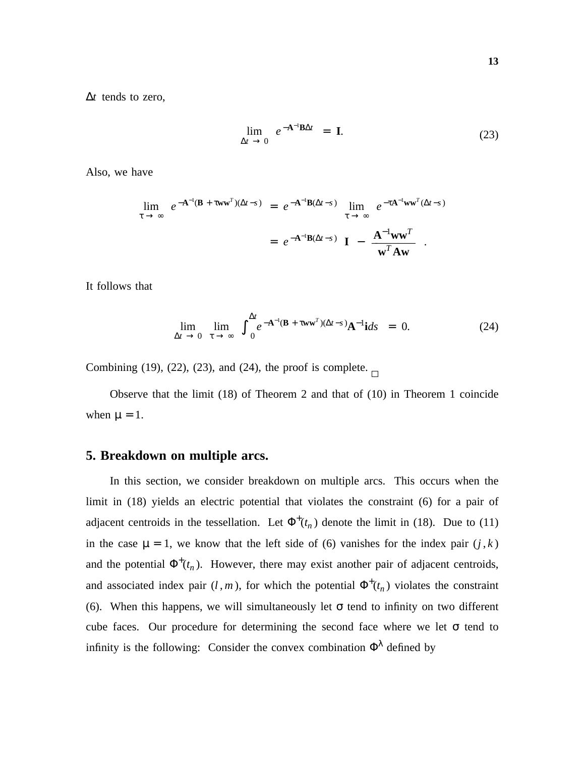$\Delta t$ tends to zero,

$$\lim_{\Delta t \to 0} e^{-\mathbf{A}^{-1}\mathbf{B}\Delta t} = \mathbf{I}. \tag{23}$$

Also, we have

$$\begin{aligned}
\lim_{\tau \to \infty} e^{-\mathbf{A}^{-1}(\mathbf{B} + \tau \mathbf{w}\mathbf{w}^T)(\Delta t - s)} &= e^{-\mathbf{A}^{-1}\mathbf{B}(\Delta t - s)} \lim_{\tau \to \infty} e^{-\tau \mathbf{A}^{-1}\mathbf{w}\mathbf{w}^T(\Delta t - s)} \\
&= e^{-\mathbf{A}^{-1}\mathbf{B}(\Delta t - s)} \left( \mathbf{I} - \frac{\mathbf{A}^{-1}\mathbf{w}\mathbf{w}^T}{\mathbf{w}^T\mathbf{A}\mathbf{w}} \right).
\end{aligned}$$

It follows that

$$\lim_{\Delta t \to 0} \lim_{\tau \to \infty} \int_0^{\Delta t} e^{-\mathbf{A}^{-1}(\mathbf{B} + \tau \mathbf{w}\mathbf{w}^T)(\Delta t - s)} \mathbf{A}^{-1}\mathbf{i}\, ds = 0. \tag{24}$$

Combining (19), (22), (23), and (24), the proof is complete. □

Observe that the limit (18) of Theorem 2 and that of (10) in Theorem 1 coincide when $\mu = 1$.

## 5. Breakdown on multiple arcs.

In this section, we consider breakdown on multiple arcs. This occurs when the limit in (18) yields an electric potential that violates the constraint (6) for a pair of adjacent centroids in the tessellation. Let $\Phi^+(t_n)$ denote the limit in (18). Due to (11) in the case $\mu = 1$, we know that the left side of (6) vanishes for the index pair $(j, k)$ and the potential $\Phi^+(t_n)$. However, there may exist another pair of adjacent centroids, and associated index pair $(l, m)$, for which the potential $\Phi^+(t_n)$ violates the constraint (6). When this happens, we will simultaneously let $\sigma$ tend to infinity on two different cube faces. Our procedure for determining the second face where we let $\sigma$ tend to infinity is the following: Consider the convex combination $\Phi^\lambda$ defined by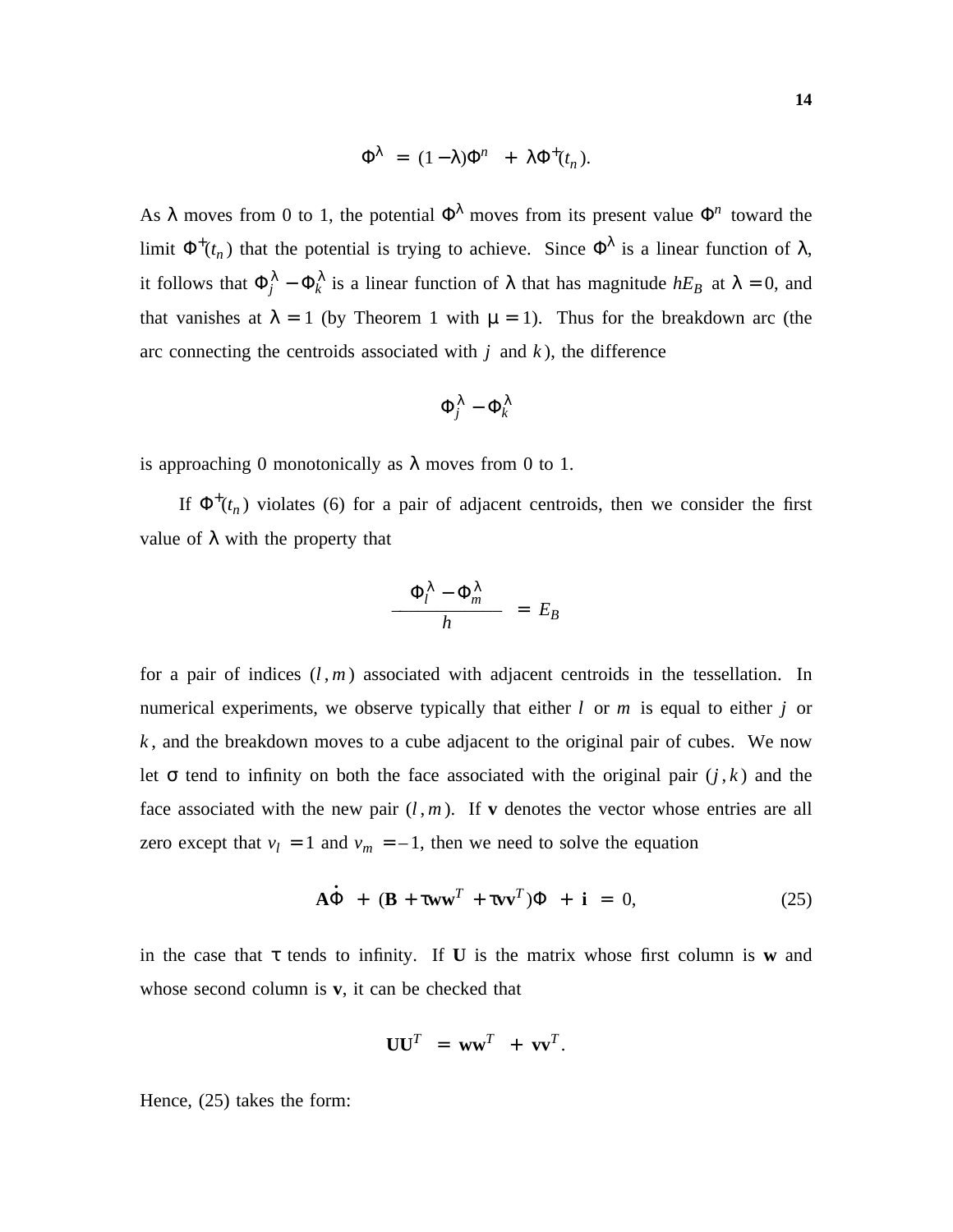$$\Phi^\lambda = (1-\lambda)\Phi^n + \lambda\Phi^+(t_n).$$

As $\lambda$ moves from 0 to 1, the potential $\Phi^\lambda$ moves from its present value $\Phi^n$ toward the limit $\Phi^+(t_n)$ that the potential is trying to achieve. Since $\Phi^\lambda$ is a linear function of $\lambda$, it follows that $\Phi_j^\lambda - \Phi_k^\lambda$ is a linear function of $\lambda$ that has magnitude $hE_B$ at $\lambda = 0$, and that vanishes at $\lambda = 1$ (by Theorem 1 with $\mu = 1$). Thus for the breakdown arc (the arc connecting the centroids associated with $j$ and $k$), the difference

$$\Phi_j^\lambda - \Phi_k^\lambda$$

is approaching 0 monotonically as $\lambda$ moves from 0 to 1.

If $\Phi^+(t_n)$ violates (6) for a pair of adjacent centroids, then we consider the first value of $\lambda$ with the property that

$$\frac{\Phi_l^\lambda - \Phi_m^\lambda}{h} = E_B$$

for a pair of indices $(l, m)$ associated with adjacent centroids in the tessellation. In numerical experiments, we observe typically that either $l$ or $m$ is equal to either $j$ or $k$, and the breakdown moves to a cube adjacent to the original pair of cubes. We now let $\sigma$ tend to infinity on both the face associated with the original pair $(j, k)$ and the face associated with the new pair $(l, m)$. If $\mathbf{v}$ denotes the vector whose entries are all zero except that $v_l = 1$ and $v_m = -1$, then we need to solve the equation

$$\mathbf{A}\dot{\Phi} + (\mathbf{B} + \tau\mathbf{w}\mathbf{w}^T + \tau\mathbf{v}\mathbf{v}^T)\Phi + \mathbf{i} = 0, \tag{25}$$

in the case that $\tau$ tends to infinity. If $\mathbf{U}$ is the matrix whose first column is $\mathbf{w}$ and whose second column is $\mathbf{v}$, it can be checked that

$$\mathbf{U}\mathbf{U}^T = \mathbf{w}\mathbf{w}^T + \mathbf{v}\mathbf{v}^T.$$

Hence, (25) takes the form: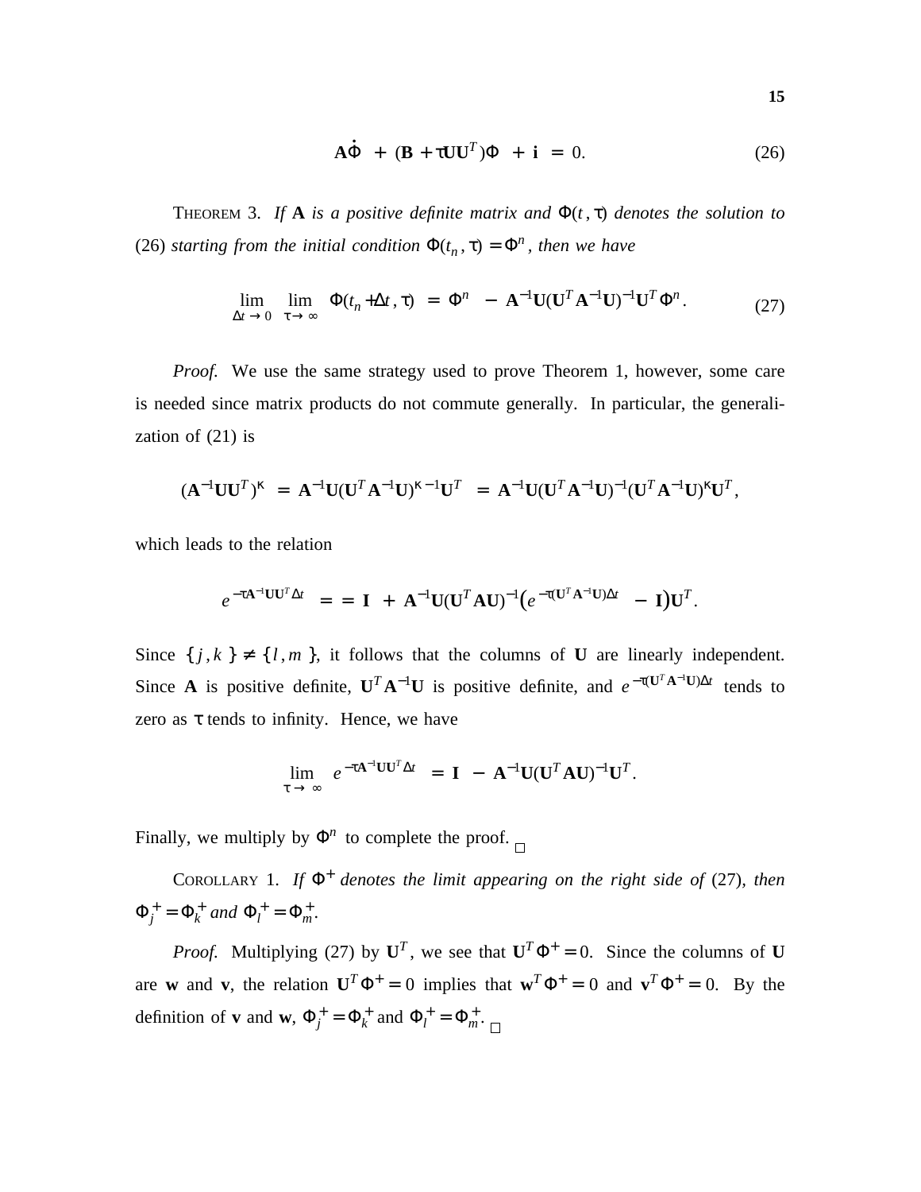$$\mathbf{A}\dot{\Phi} \;+\; (\mathbf{B} + \tau\mathbf{U}\mathbf{U}^T)\Phi \;+\; \mathbf{i} \;=\; 0. \tag{26}$$

THEOREM 3. *If* $\mathbf{A}$ *is a positive definite matrix and* $\Phi(t, \tau)$ *denotes the solution to* (26) *starting from the initial condition* $\Phi(t_n, \tau) = \Phi^n$, *then we have*

$$\lim_{\Delta t \to 0} \; \lim_{\tau \to \infty} \; \Phi(t_n + \Delta t, \tau) \;=\; \Phi^n \;-\; \mathbf{A}^{-1}\mathbf{U}(\mathbf{U}^T\mathbf{A}^{-1}\mathbf{U})^{-1}\mathbf{U}^T\Phi^n. \tag{27}$$

*Proof.* We use the same strategy used to prove Theorem 1, however, some care is needed since matrix products do not commute generally. In particular, the generalization of (21) is

$$(\mathbf{A}^{-1}\mathbf{U}\mathbf{U}^T)^{\kappa} \;=\; \mathbf{A}^{-1}\mathbf{U}(\mathbf{U}^T\mathbf{A}^{-1}\mathbf{U})^{\kappa-1}\mathbf{U}^T \;=\; \mathbf{A}^{-1}\mathbf{U}(\mathbf{U}^T\mathbf{A}^{-1}\mathbf{U})^{-1}(\mathbf{U}^T\mathbf{A}^{-1}\mathbf{U})^{\kappa}\mathbf{U}^T,$$

which leads to the relation

$$e^{-\tau\mathbf{A}^{-1}\mathbf{U}\mathbf{U}^T\Delta t} \;=\; = \;\mathbf{I} \;+\; \mathbf{A}^{-1}\mathbf{U}(\mathbf{U}^T\mathbf{A}\mathbf{U})^{-1}\left(e^{-\tau(\mathbf{U}^T\mathbf{A}^{-1}\mathbf{U})\Delta t} \;-\; \mathbf{I}\right)\mathbf{U}^T.$$

Since $\{j, k\} \neq \{l, m\}$, it follows that the columns of $\mathbf{U}$ are linearly independent. Since $\mathbf{A}$ is positive definite, $\mathbf{U}^T\mathbf{A}^{-1}\mathbf{U}$ is positive definite, and $e^{-\tau(\mathbf{U}^T\mathbf{A}^{-1}\mathbf{U})\Delta t}$ tends to zero as $\tau$ tends to infinity. Hence, we have

$$\lim_{\tau \to \infty} \; e^{-\tau\mathbf{A}^{-1}\mathbf{U}\mathbf{U}^T\Delta t} \;=\; \mathbf{I} \;-\; \mathbf{A}^{-1}\mathbf{U}(\mathbf{U}^T\mathbf{A}\mathbf{U})^{-1}\mathbf{U}^T.$$

Finally, we multiply by $\Phi^n$ to complete the proof. □

COROLLARY 1. *If* $\Phi^+$ *denotes the limit appearing on the right side of* (27), *then* $\Phi_j^+ = \Phi_k^+$ *and* $\Phi_l^+ = \Phi_m^+$.

*Proof.* Multiplying (27) by $\mathbf{U}^T$, we see that $\mathbf{U}^T\Phi^+ = 0$. Since the columns of $\mathbf{U}$ are $\mathbf{w}$ and $\mathbf{v}$, the relation $\mathbf{U}^T\Phi^+ = 0$ implies that $\mathbf{w}^T\Phi^+ = 0$ and $\mathbf{v}^T\Phi^+ = 0$. By the definition of $\mathbf{v}$ and $\mathbf{w}$, $\Phi_j^+ = \Phi_k^+$ and $\Phi_l^+ = \Phi_m^+$. □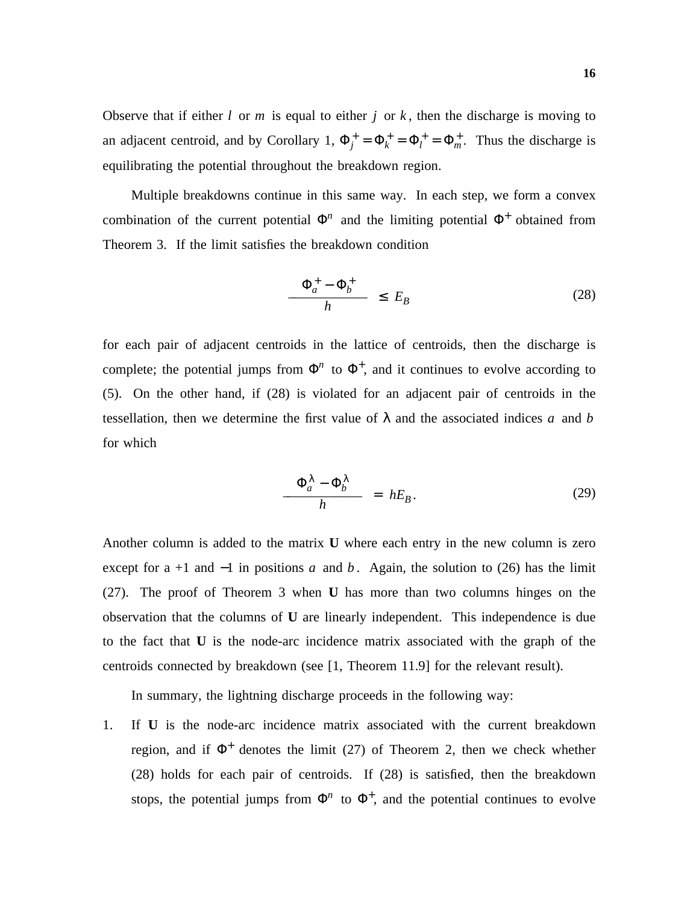Observe that if either $l$ or $m$ is equal to either $j$ or $k$, then the discharge is moving to an adjacent centroid, and by Corollary 1, $\Phi_j^+ = \Phi_k^+ = \Phi_l^+ = \Phi_m^+$. Thus the discharge is equilibrating the potential throughout the breakdown region.

Multiple breakdowns continue in this same way. In each step, we form a convex combination of the current potential $\Phi^n$ and the limiting potential $\Phi^+$ obtained from Theorem 3. If the limit satisfies the breakdown condition

$$\frac{\Phi_a^+ - \Phi_b^+}{h} \le E_B \tag{28}$$

for each pair of adjacent centroids in the lattice of centroids, then the discharge is complete; the potential jumps from $\Phi^n$ to $\Phi^+$, and it continues to evolve according to (5). On the other hand, if (28) is violated for an adjacent pair of centroids in the tessellation, then we determine the first value of $\lambda$ and the associated indices $a$ and $b$ for which

$$\frac{\Phi_a^\lambda - \Phi_b^\lambda}{h} = hE_B. \tag{29}$$

Another column is added to the matrix **U** where each entry in the new column is zero except for a +1 and −1 in positions $a$ and $b$. Again, the solution to (26) has the limit (27). The proof of Theorem 3 when **U** has more than two columns hinges on the observation that the columns of **U** are linearly independent. This independence is due to the fact that **U** is the node-arc incidence matrix associated with the graph of the centroids connected by breakdown (see [1, Theorem 11.9] for the relevant result).

In summary, the lightning discharge proceeds in the following way:

1. If **U** is the node-arc incidence matrix associated with the current breakdown region, and if $\Phi^+$ denotes the limit (27) of Theorem 2, then we check whether (28) holds for each pair of centroids. If (28) is satisfied, then the breakdown stops, the potential jumps from $\Phi^n$ to $\Phi^+$, and the potential continues to evolve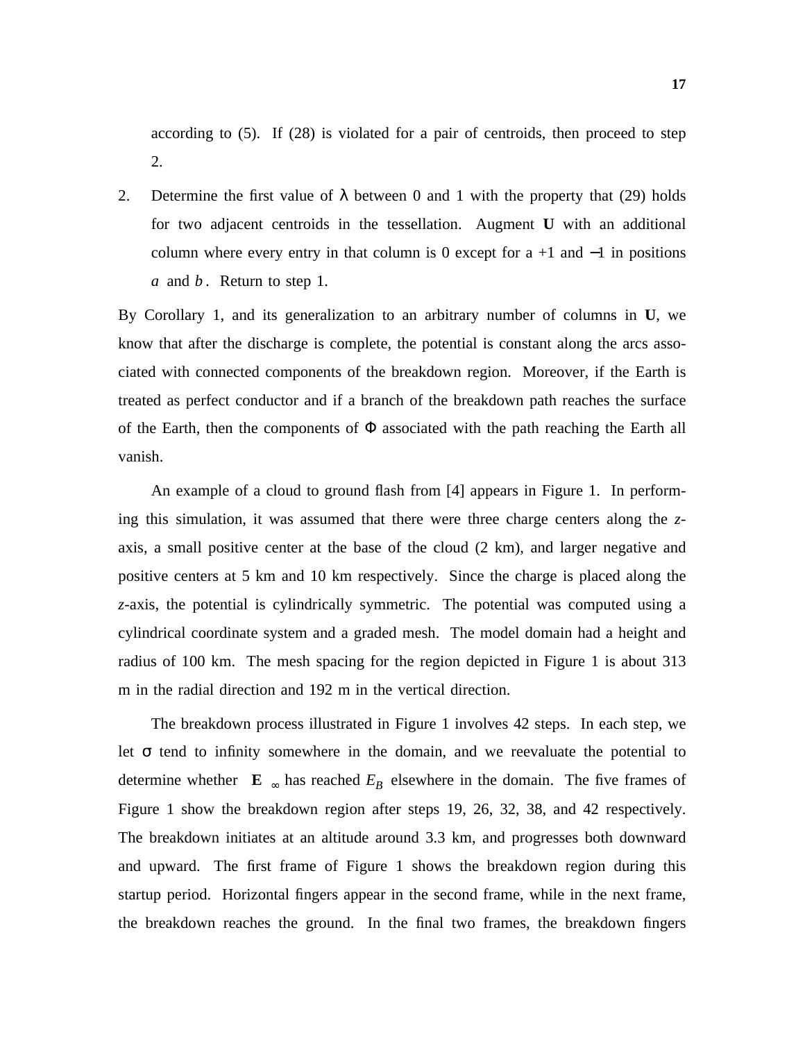according to (5). If (28) is violated for a pair of centroids, then proceed to step 2.

2. Determine the first value of $\lambda$ between 0 and 1 with the property that (29) holds for two adjacent centroids in the tessellation. Augment **U** with an additional column where every entry in that column is 0 except for a +1 and −1 in positions $a$ and $b$. Return to step 1.

By Corollary 1, and its generalization to an arbitrary number of columns in **U**, we know that after the discharge is complete, the potential is constant along the arcs associated with connected components of the breakdown region. Moreover, if the Earth is treated as perfect conductor and if a branch of the breakdown path reaches the surface of the Earth, then the components of $\Phi$ associated with the path reaching the Earth all vanish.

An example of a cloud to ground flash from [4] appears in Figure 1. In performing this simulation, it was assumed that there were three charge centers along the *z*-axis, a small positive center at the base of the cloud (2 km), and larger negative and positive centers at 5 km and 10 km respectively. Since the charge is placed along the *z*-axis, the potential is cylindrically symmetric. The potential was computed using a cylindrical coordinate system and a graded mesh. The model domain had a height and radius of 100 km. The mesh spacing for the region depicted in Figure 1 is about 313 m in the radial direction and 192 m in the vertical direction.

The breakdown process illustrated in Figure 1 involves 42 steps. In each step, we let $\sigma$ tend to infinity somewhere in the domain, and we reevaluate the potential to determine whether $\|\mathbf{E}\|_\infty$ has reached $E_B$ elsewhere in the domain. The five frames of Figure 1 show the breakdown region after steps 19, 26, 32, 38, and 42 respectively. The breakdown initiates at an altitude around 3.3 km, and progresses both downward and upward. The first frame of Figure 1 shows the breakdown region during this startup period. Horizontal fingers appear in the second frame, while in the next frame, the breakdown reaches the ground. In the final two frames, the breakdown fingers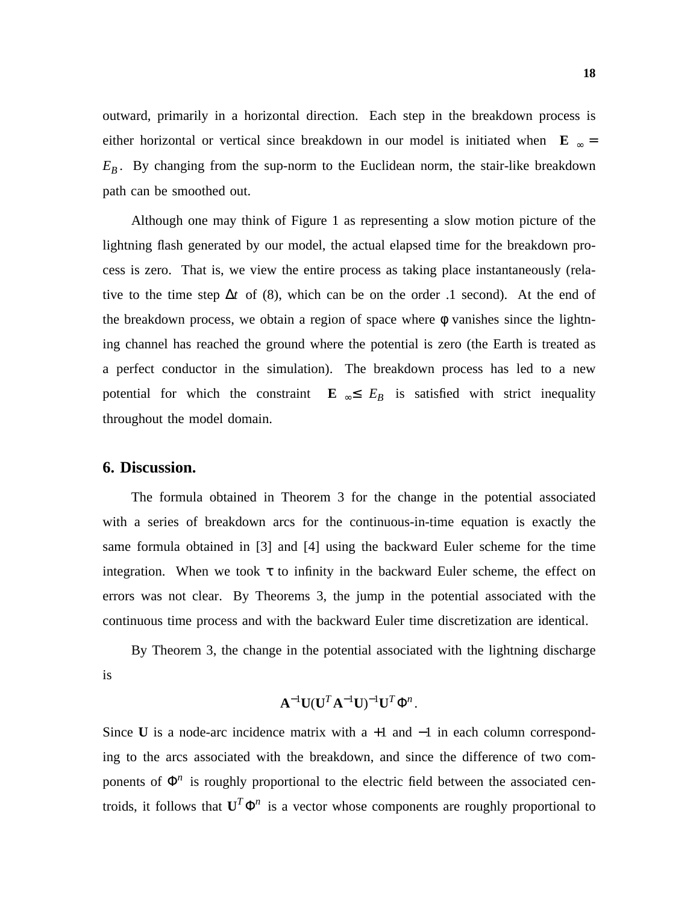outward, primarily in a horizontal direction. Each step in the breakdown process is either horizontal or vertical since breakdown in our model is initiated when $\|\mathbf{E}\|_\infty = E_B$. By changing from the sup-norm to the Euclidean norm, the stair-like breakdown path can be smoothed out.

Although one may think of Figure 1 as representing a slow motion picture of the lightning flash generated by our model, the actual elapsed time for the breakdown process is zero. That is, we view the entire process as taking place instantaneously (relative to the time step $\Delta t$ of (8), which can be on the order .1 second). At the end of the breakdown process, we obtain a region of space where $\phi$ vanishes since the lightning channel has reached the ground where the potential is zero (the Earth is treated as a perfect conductor in the simulation). The breakdown process has led to a new potential for which the constraint $\|\mathbf{E}\|_\infty \le E_B$ is satisfied with strict inequality throughout the model domain.

## 6. Discussion.

The formula obtained in Theorem 3 for the change in the potential associated with a series of breakdown arcs for the continuous-in-time equation is exactly the same formula obtained in [3] and [4] using the backward Euler scheme for the time integration. When we took $\tau$ to infinity in the backward Euler scheme, the effect on errors was not clear. By Theorems 3, the jump in the potential associated with the continuous time process and with the backward Euler time discretization are identical.

By Theorem 3, the change in the potential associated with the lightning discharge is

$$\mathbf{A}^{-1}\mathbf{U}(\mathbf{U}^T\mathbf{A}^{-1}\mathbf{U})^{-1}\mathbf{U}^T\Phi^n.$$

Since $\mathbf{U}$ is a node-arc incidence matrix with a $+1$ and $-1$ in each column corresponding to the arcs associated with the breakdown, and since the difference of two components of $\Phi^n$ is roughly proportional to the electric field between the associated centroids, it follows that $\mathbf{U}^T\Phi^n$ is a vector whose components are roughly proportional to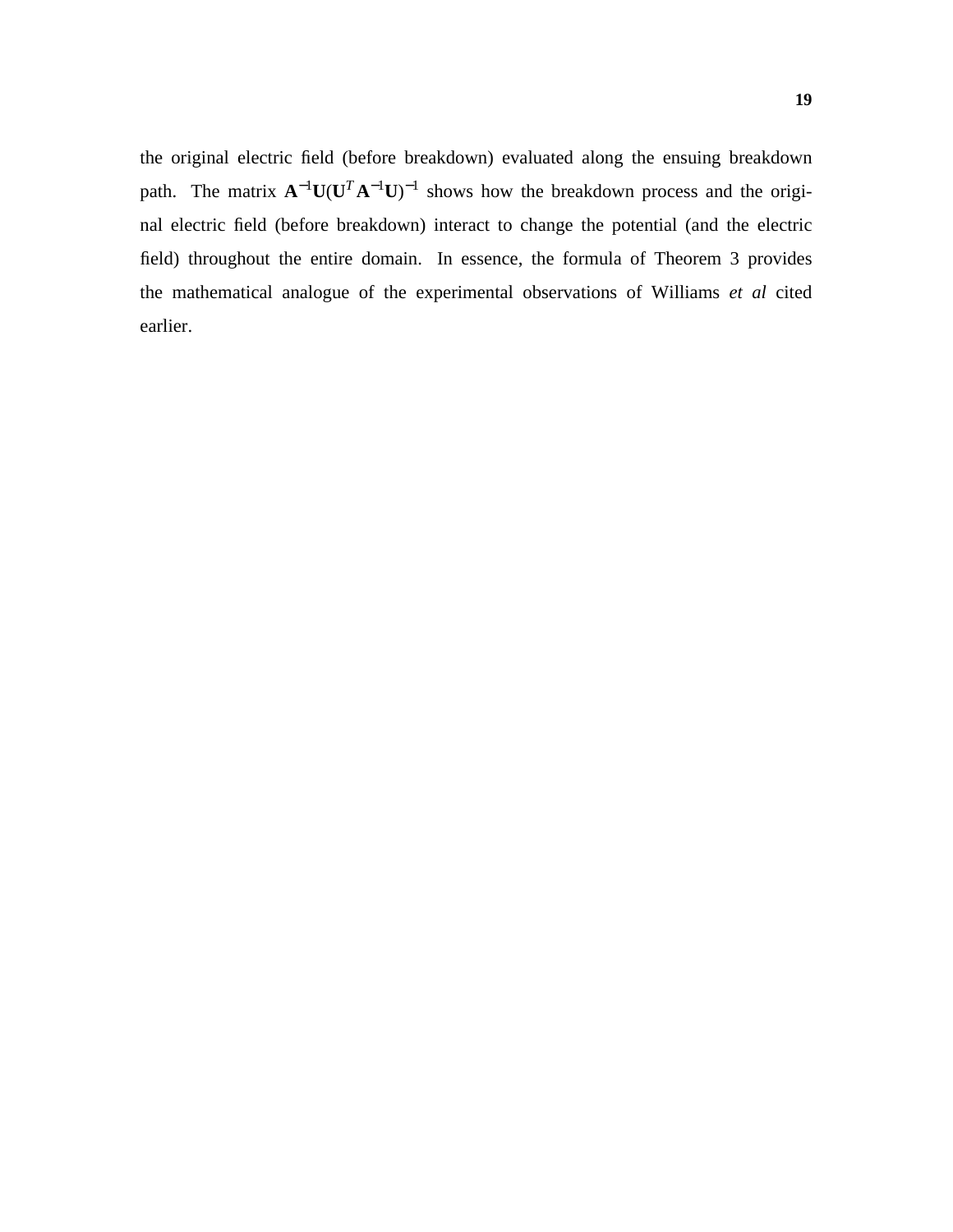the original electric field (before breakdown) evaluated along the ensuing breakdown path. The matrix $\mathbf{A}^{-1}\mathbf{U}(\mathbf{U}^T\mathbf{A}^{-1}\mathbf{U})^{-1}$ shows how the breakdown process and the original electric field (before breakdown) interact to change the potential (and the electric field) throughout the entire domain. In essence, the formula of Theorem 3 provides the mathematical analogue of the experimental observations of Williams *et al* cited earlier.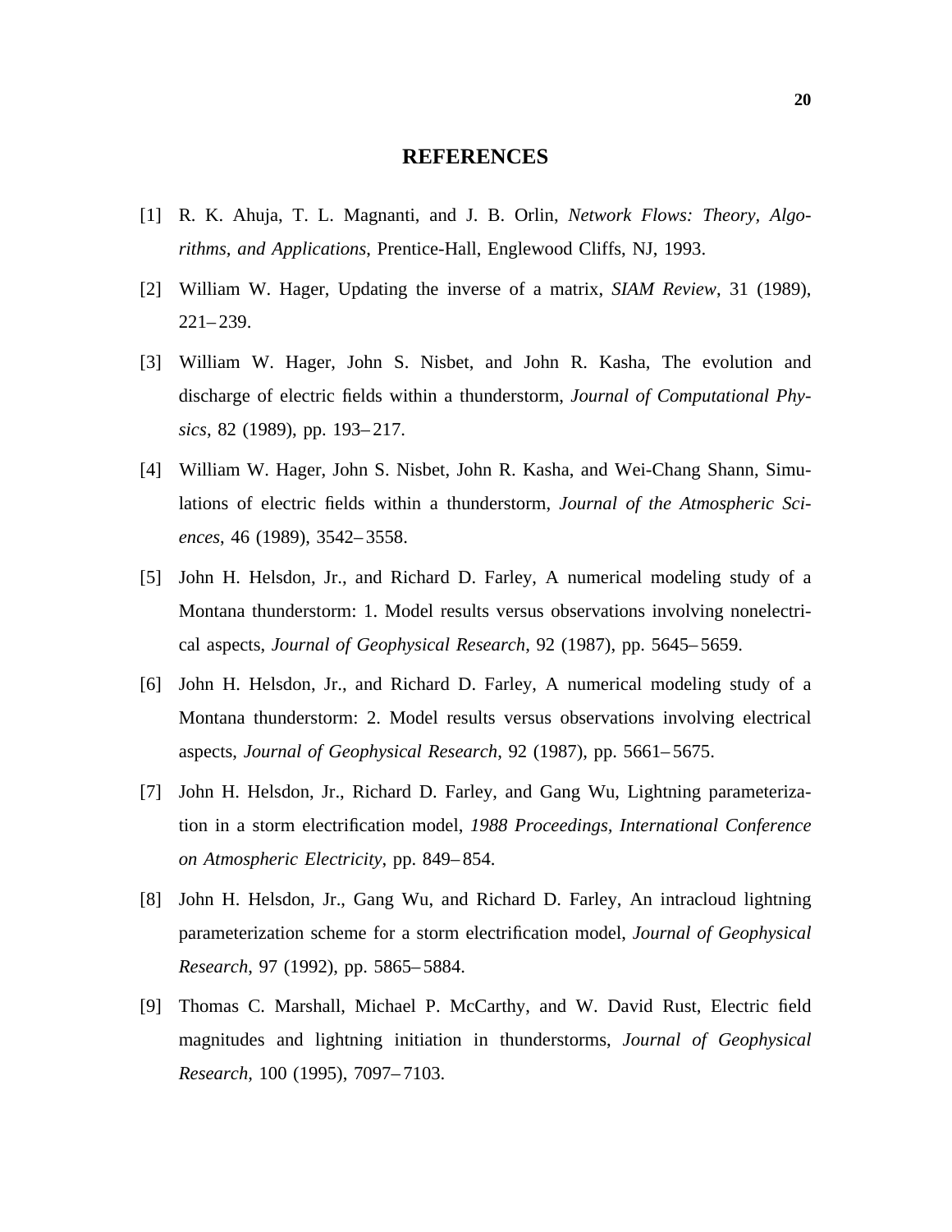# REFERENCES

[1] R. K. Ahuja, T. L. Magnanti, and J. B. Orlin, *Network Flows: Theory, Algorithms, and Applications*, Prentice-Hall, Englewood Cliffs, NJ, 1993.

[2] William W. Hager, Updating the inverse of a matrix, *SIAM Review*, 31 (1989), 221– 239.

[3] William W. Hager, John S. Nisbet, and John R. Kasha, The evolution and discharge of electric fields within a thunderstorm, *Journal of Computational Physics*, 82 (1989), pp. 193– 217.

[4] William W. Hager, John S. Nisbet, John R. Kasha, and Wei-Chang Shann, Simulations of electric fields within a thunderstorm, *Journal of the Atmospheric Sciences*, 46 (1989), 3542– 3558.

[5] John H. Helsdon, Jr., and Richard D. Farley, A numerical modeling study of a Montana thunderstorm: 1. Model results versus observations involving nonelectrical aspects, *Journal of Geophysical Research*, 92 (1987), pp. 5645– 5659.

[6] John H. Helsdon, Jr., and Richard D. Farley, A numerical modeling study of a Montana thunderstorm: 2. Model results versus observations involving electrical aspects, *Journal of Geophysical Research*, 92 (1987), pp. 5661– 5675.

[7] John H. Helsdon, Jr., Richard D. Farley, and Gang Wu, Lightning parameterization in a storm electrification model, *1988 Proceedings, International Conference on Atmospheric Electricity*, pp. 849– 854.

[8] John H. Helsdon, Jr., Gang Wu, and Richard D. Farley, An intracloud lightning parameterization scheme for a storm electrification model, *Journal of Geophysical Research*, 97 (1992), pp. 5865– 5884.

[9] Thomas C. Marshall, Michael P. McCarthy, and W. David Rust, Electric field magnitudes and lightning initiation in thunderstorms, *Journal of Geophysical Research*, 100 (1995), 7097– 7103.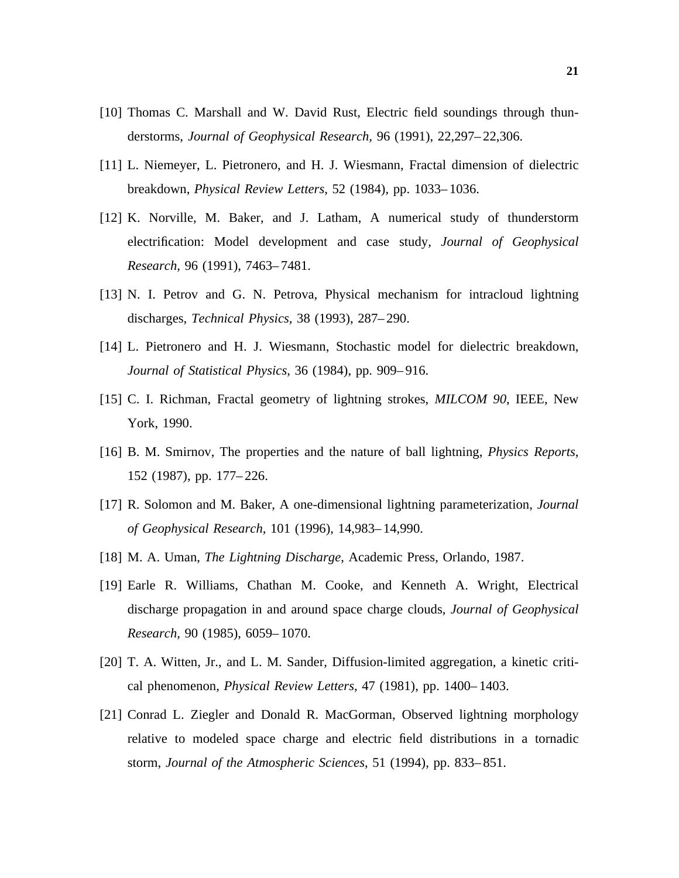[10] Thomas C. Marshall and W. David Rust, Electric field soundings through thunderstorms, *Journal of Geophysical Research*, 96 (1991), 22,297– 22,306.

[11] L. Niemeyer, L. Pietronero, and H. J. Wiesmann, Fractal dimension of dielectric breakdown, *Physical Review Letters*, 52 (1984), pp. 1033– 1036.

[12] K. Norville, M. Baker, and J. Latham, A numerical study of thunderstorm electrification: Model development and case study, *Journal of Geophysical Research*, 96 (1991), 7463– 7481.

[13] N. I. Petrov and G. N. Petrova, Physical mechanism for intracloud lightning discharges, *Technical Physics*, 38 (1993), 287– 290.

[14] L. Pietronero and H. J. Wiesmann, Stochastic model for dielectric breakdown, *Journal of Statistical Physics*, 36 (1984), pp. 909– 916.

[15] C. I. Richman, Fractal geometry of lightning strokes, *MILCOM 90*, IEEE, New York, 1990.

[16] B. M. Smirnov, The properties and the nature of ball lightning, *Physics Reports*, 152 (1987), pp. 177– 226.

[17] R. Solomon and M. Baker, A one-dimensional lightning parameterization, *Journal of Geophysical Research*, 101 (1996), 14,983– 14,990.

[18] M. A. Uman, *The Lightning Discharge*, Academic Press, Orlando, 1987.

[19] Earle R. Williams, Chathan M. Cooke, and Kenneth A. Wright, Electrical discharge propagation in and around space charge clouds, *Journal of Geophysical Research*, 90 (1985), 6059– 1070.

[20] T. A. Witten, Jr., and L. M. Sander, Diffusion-limited aggregation, a kinetic critical phenomenon, *Physical Review Letters*, 47 (1981), pp. 1400– 1403.

[21] Conrad L. Ziegler and Donald R. MacGorman, Observed lightning morphology relative to modeled space charge and electric field distributions in a tornadic storm, *Journal of the Atmospheric Sciences*, 51 (1994), pp. 833– 851.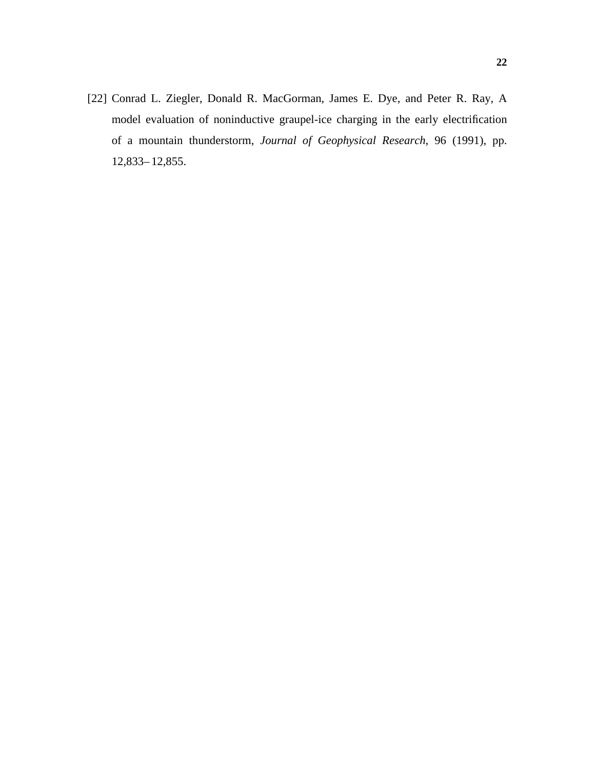[22] Conrad L. Ziegler, Donald R. MacGorman, James E. Dye, and Peter R. Ray, A model evaluation of noninductive graupel-ice charging in the early electrification of a mountain thunderstorm, *Journal of Geophysical Research*, 96 (1991), pp. 12,833– 12,855.